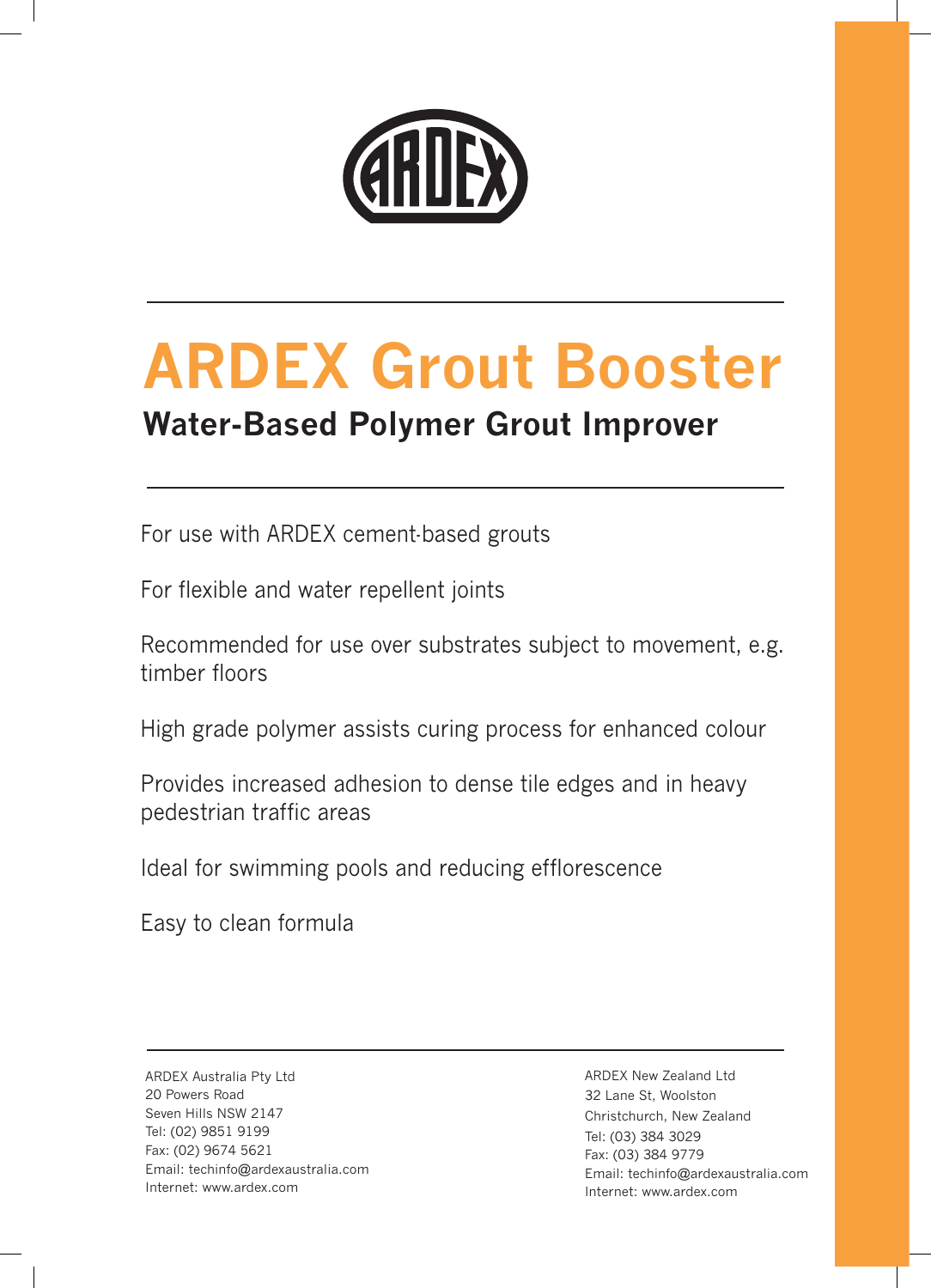# ARDEX Grout Booster

## Water-Based Polymer Grout Improver

For use with ARDEX cement-based grouts

For flexible and water repellent joints

Recommended for use over substrates subject to movement, e.g. timber floors

High grade polymer assists curing process for enhanced colour

Provides increased adhesion to dense tile edges and in heavy pedestrian traffic areas

Ideal for swimming pools and reducing efflorescence

Easy to clean formula

ARDEX Australia Pty Ltd
20 Powers Road
Seven Hills NSW 2147
Tel: (02) 9851 9199
Fax: (02) 9674 5621
Email: techinfo@ardexaustralia.com
Internet: www.ardex.com

ARDEX New Zealand Ltd
32 Lane St, Woolston
Christchurch, New Zealand
Tel: (03) 384 3029
Fax: (03) 384 9779
Email: techinfo@ardexaustralia.com
Internet: www.ardex.com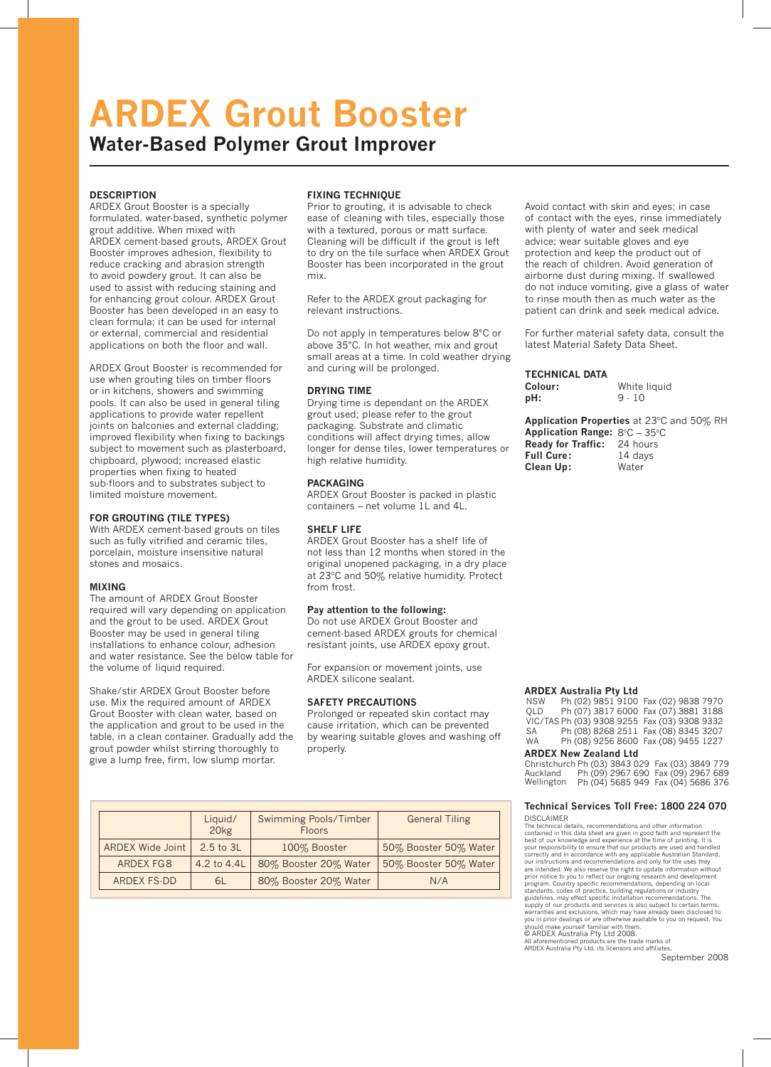# ARDEX Grout Booster

## Water-Based Polymer Grout Improver

### DESCRIPTION

ARDEX Grout Booster is a specially formulated, water-based, synthetic polymer grout additive. When mixed with ARDEX cement-based grouts, ARDEX Grout Booster improves adhesion, flexibility to reduce cracking and abrasion strength to avoid powdery grout. It can also be used to assist with reducing staining and for enhancing grout colour. ARDEX Grout Booster has been developed in an easy to clean formula; it can be used for internal or external, commercial and residential applications on both the floor and wall.

ARDEX Grout Booster is recommended for use when grouting tiles on timber floors or in kitchens, showers and swimming pools. It can also be used in general tiling applications to provide water repellent joints on balconies and external cladding; improved flexibility when fixing to backings subject to movement such as plasterboard, chipboard, plywood; increased elastic properties when fixing to heated sub-floors and to substrates subject to limited moisture movement.

### FOR GROUTING (TILE TYPES)

With ARDEX cement-based grouts on tiles such as fully vitrified and ceramic tiles, porcelain, moisture insensitive natural stones and mosaics.

### MIXING

The amount of ARDEX Grout Booster required will vary depending on application and the grout to be used. ARDEX Grout Booster may be used in general tiling installations to enhance colour, adhesion and water resistance. See the below table for the volume of liquid required.

Shake/stir ARDEX Grout Booster before use. Mix the required amount of ARDEX Grout Booster with clean water, based on the application and grout to be used in the table, in a clean container. Gradually add the grout powder whilst stirring thoroughly to give a lump free, firm, low slump mortar.

| | Liquid/ 20kg | Swimming Pools/Timber Floors | General Tiling |
|---|---|---|---|
| ARDEX Wide Joint | 2.5 to 3L | 100% Booster | 50% Booster 50% Water |
| ARDEX FG8 | 4.2 to 4.4L | 80% Booster 20% Water | 50% Booster 50% Water |
| ARDEX FS-DD | 6L | 80% Booster 20% Water | N/A |

### FIXING TECHNIQUE

Prior to grouting, it is advisable to check ease of cleaning with tiles, especially those with a textured, porous or matt surface. Cleaning will be difficult if the grout is left to dry on the tile surface when ARDEX Grout Booster has been incorporated in the grout mix.

Refer to the ARDEX grout packaging for relevant instructions.

Do not apply in temperatures below 8°C or above 35°C. In hot weather, mix and grout small areas at a time. In cold weather drying and curing will be prolonged.

### DRYING TIME

Drying time is dependant on the ARDEX grout used; please refer to the grout packaging. Substrate and climatic conditions will affect drying times, allow longer for dense tiles, lower temperatures or high relative humidity.

### PACKAGING

ARDEX Grout Booster is packed in plastic containers – net volume 1L and 4L.

### SHELF LIFE

ARDEX Grout Booster has a shelf life of not less than 12 months when stored in the original unopened packaging, in a dry place at 23°C and 50% relative humidity. Protect from frost.

**Pay attention to the following:**

Do not use ARDEX Grout Booster and cement-based ARDEX grouts for chemical resistant joints, use ARDEX epoxy grout.

For expansion or movement joints, use ARDEX silicone sealant.

### SAFETY PRECAUTIONS

Prolonged or repeated skin contact may cause irritation, which can be prevented by wearing suitable gloves and washing off properly.

Avoid contact with skin and eyes; in case of contact with the eyes, rinse immediately with plenty of water and seek medical advice; wear suitable gloves and eye protection and keep the product out of the reach of children. Avoid generation of airborne dust during mixing. If swallowed do not induce vomiting, give a glass of water to rinse mouth then as much water as the patient can drink and seek medical advice.

For further material safety data, consult the latest Material Safety Data Sheet.

### TECHNICAL DATA

| | |
|---|---|
| **Colour:** | White liquid |
| **pH:** | 9 · 10 |

**Application Properties** at 23°C and 50% RH

| | |
|---|---|
| **Application Range:** | 8°C – 35°C |
| **Ready for Traffic:** | 24 hours |
| **Full Cure:** | 14 days |
| **Clean Up:** | Water |

**ARDEX Australia Pty Ltd**

| | | |
|---|---|---|
| NSW | Ph (02) 9851 9100 | Fax (02) 9838 7970 |
| QLD | Ph (07) 3817 6000 | Fax (07) 3881 3188 |
| VIC/TAS | Ph (03) 9308 9255 | Fax (03) 9308 9332 |
| SA | Ph (08) 8268 2511 | Fax (08) 8345 3207 |
| WA | Ph (08) 9256 8600 | Fax (08) 9455 1227 |

**ARDEX New Zealand Ltd**

| | | |
|---|---|---|
| Christchurch | Ph (03) 3843 029 | Fax (03) 3849 779 |
| Auckland | Ph (09) 2967 690 | Fax (09) 2967 689 |
| Wellington | Ph (04) 5685 949 | Fax (04) 5686 376 |

**Technical Services Toll Free: 1800 224 070**

DISCLAIMER

The technical details, recommendations and other information contained in this data sheet are given in good faith and represent the best of our knowledge and experience at the time of printing. It is your responsibility to ensure that our products are used and handled correctly and in accordance with any applicable Australian Standard, our instructions and recommendations and only for the uses they are intended. We also reserve the right to update information without prior notice to you to reflect our ongoing research and development program. Country specific recommendations, depending on local standards, codes of practice, building regulations or industry guidelines, may effect specific installation recommendations. The supply of our products and services is also subject to certain terms, warranties and exclusions, which may have already been disclosed to you in prior dealings or are otherwise available to you on request. You should make yourself familiar with them.

© ARDEX Australia Pty Ltd 2008.

All aforementioned products are the trade marks of ARDEX Australia Pty Ltd, its licensors and affiliates.

September 2008